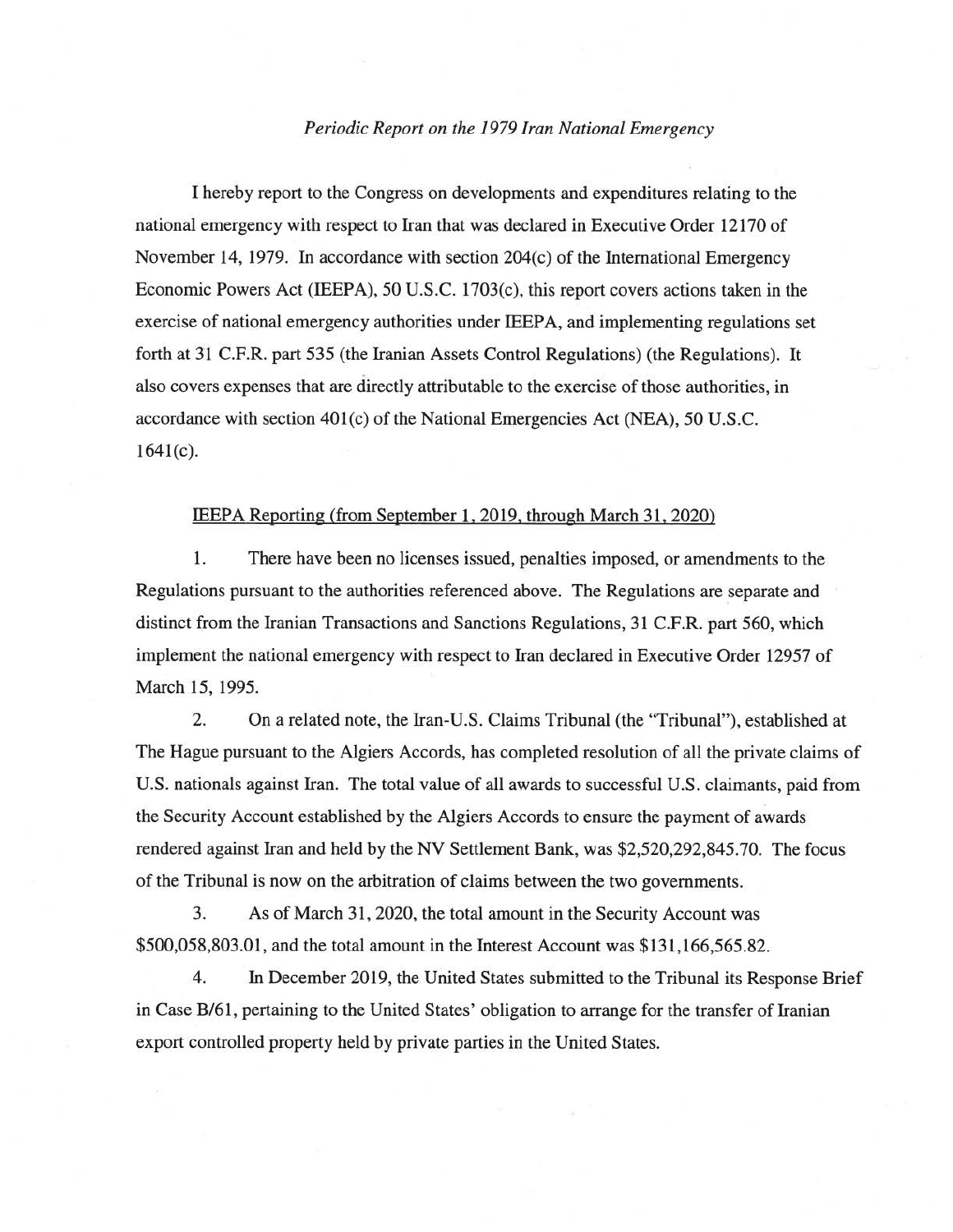*Periodic Report on the 1979 Iran National Emergency*

I hereby report to the Congress on developments and expenditures relating to the national emergency with respect to Iran that was declared in Executive Order 12170 of November 14, 1979. In accordance with section 204(c) of the International Emergency Economic Powers Act (IEEPA), 50 U.S.C. 1703(c), this report covers actions taken in the exercise of national emergency authorities under IEEPA, and implementing regulations set forth at 31 C.F.R. part 535 (the Iranian Assets Control Regulations) (the Regulations). It also covers expenses that are directly attributable to the exercise of those authorities, in accordance with section 401(c) of the National Emergencies Act (NEA), 50 U.S.C. 1641(c).

IEEPA Reporting (from September 1, 2019, through March 31, 2020)

1. There have been no licenses issued, penalties imposed, or amendments to the Regulations pursuant to the authorities referenced above. The Regulations are separate and distinct from the Iranian Transactions and Sanctions Regulations, 31 C.F.R. part 560, which implement the national emergency with respect to Iran declared in Executive Order 12957 of March 15, 1995.

2. On a related note, the Iran-U.S. Claims Tribunal (the "Tribunal"), established at The Hague pursuant to the Algiers Accords, has completed resolution of all the private claims of U.S. nationals against Iran. The total value of all awards to successful U.S. claimants, paid from the Security Account established by the Algiers Accords to ensure the payment of awards rendered against Iran and held by the NV Settlement Bank, was $2,520,292,845.70. The focus of the Tribunal is now on the arbitration of claims between the two governments.

3. As of March 31, 2020, the total amount in the Security Account was $500,058,803.01, and the total amount in the Interest Account was $131,166,565.82.

4. In December 2019, the United States submitted to the Tribunal its Response Brief in Case B/61, pertaining to the United States' obligation to arrange for the transfer of Iranian export controlled property held by private parties in the United States.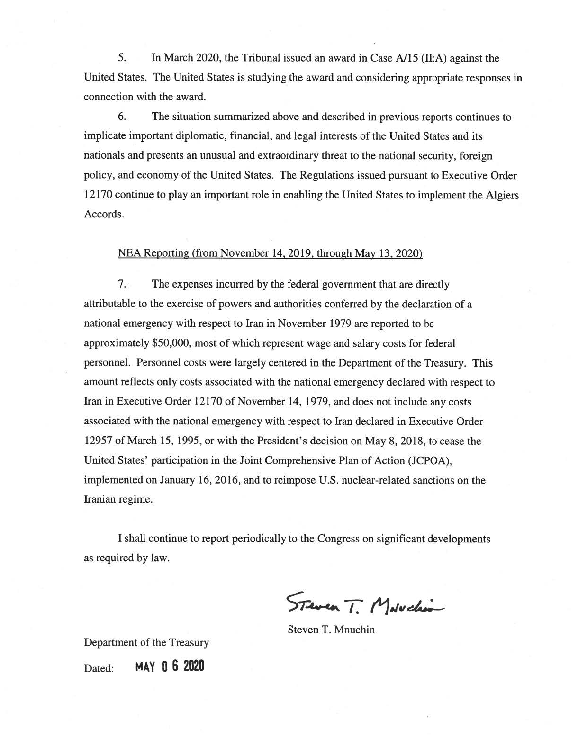5. In March 2020, the Tribunal issued an award in Case A/15 (II:A) against the United States. The United States is studying the award and considering appropriate responses in connection with the award.

6. The situation summarized above and described in previous reports continues to implicate important diplomatic, financial, and legal interests of the United States and its nationals and presents an unusual and extraordinary threat to the national security, foreign policy, and economy of the United States. The Regulations issued pursuant to Executive Order 12170 continue to play an important role in enabling the United States to implement the Algiers Accords.

<u>NEA Reporting (from November 14, 2019, through May 13, 2020)</u>

7. The expenses incurred by the federal government that are directly attributable to the exercise of powers and authorities conferred by the declaration of a national emergency with respect to Iran in November 1979 are reported to be approximately $50,000, most of which represent wage and salary costs for federal personnel. Personnel costs were largely centered in the Department of the Treasury. This amount reflects only costs associated with the national emergency declared with respect to Iran in Executive Order 12170 of November 14, 1979, and does not include any costs associated with the national emergency with respect to Iran declared in Executive Order 12957 of March 15, 1995, or with the President's decision on May 8, 2018, to cease the United States' participation in the Joint Comprehensive Plan of Action (JCPOA), implemented on January 16, 2016, and to reimpose U.S. nuclear-related sanctions on the Iranian regime.

I shall continue to report periodically to the Congress on significant developments as required by law.

Steven T. Mnuchin

Steven T. Mnuchin

Department of the Treasury

Dated: MAY 06 2020